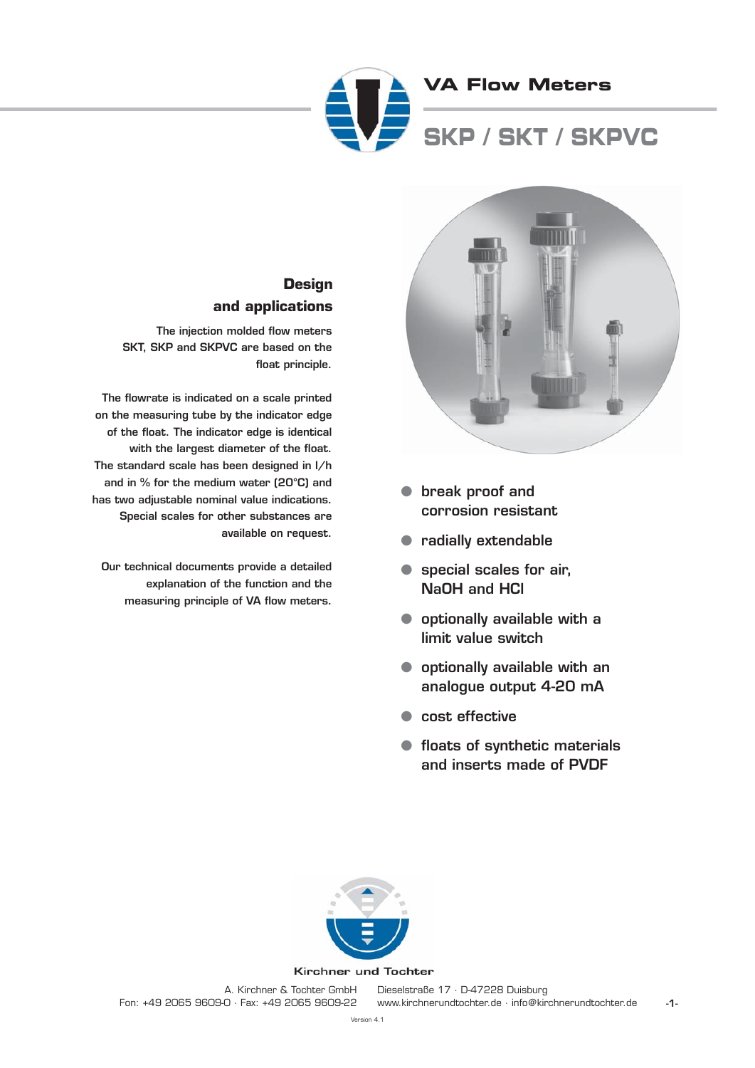# VA Flow Meters

## SKP / SKT / SKPVC

### Design and applications

The injection molded flow meters SKT, SKP and SKPVC are based on the float principle.

The flowrate is indicated on a scale printed on the measuring tube by the indicator edge of the float. The indicator edge is identical with the largest diameter of the float. The standard scale has been designed in l/h and in % for the medium water (20°C) and has two adjustable nominal value indications. Special scales for other substances are available on request.

Our technical documents provide a detailed explanation of the function and the measuring principle of VA flow meters.

- break proof and corrosion resistant
- radially extendable
- special scales for air, NaOH and HCl
- optionally available with a limit value switch
- optionally available with an analogue output 4-20 mA
- cost effective
- floats of synthetic materials and inserts made of PVDF

Kirchner und Tochter

A. Kirchner & Tochter GmbH · Dieselstraße 17 · D-47228 Duisburg
Fon: +49 2065 96090 · Fax: +49 2065 9609-22 · www.kirchnerundtochter.de · info@kirchnerundtochter.de

Version 4.1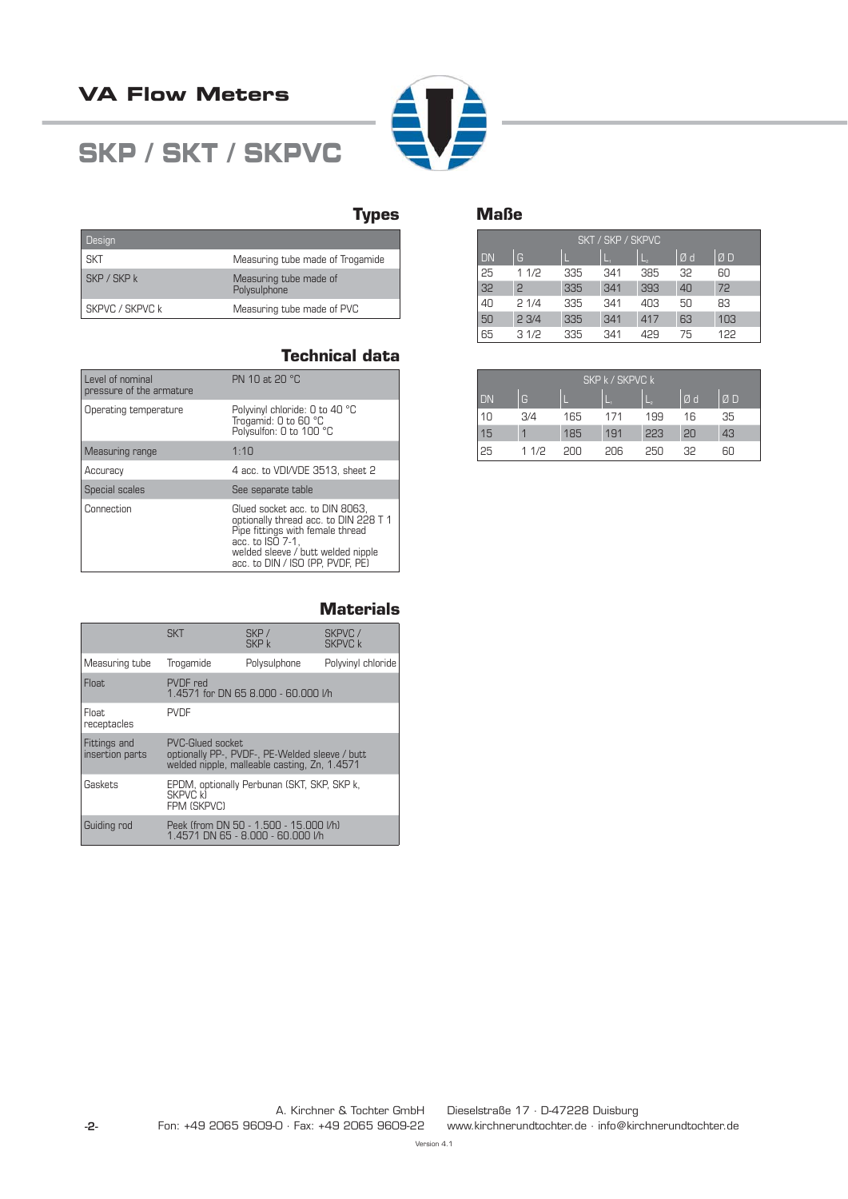# VA Flow Meters

# SKP / SKT / SKPVC

## Types

| Design | |
|---|---|
| SKT | Measuring tube made of Trogamide |
| SKP / SKP k | Measuring tube made of Polysulphone |
| SKPVC / SKPVC k | Measuring tube made of PVC |

## Technical data

| | |
|---|---|
| Level of nominal pressure of the armature | PN 10 at 20 °C |
| Operating temperature | Polyvinyl chloride: 0 to 40 °C<br>Trogamid: 0 to 60 °C<br>Polysulfon: 0 to 100 °C |
| Measuring range | 1:10 |
| Accuracy | 4 acc. to VDI/VDE 3513, sheet 2 |
| Special scales | See separate table |
| Connection | Glued socket acc. to DIN 8063, optionally thread acc. to DIN 228 T 1<br>Pipe fittings with female thread acc. to ISO 7-1,<br>welded sleeve / butt welded nipple acc. to DIN / ISO (PP, PVDF, PE) |

## Materials

| | SKT | SKP / SKP k | SKPVC / SKPVC k |
|---|---|---|---|
| Measuring tube | Trogamide | Polysulphone | Polyvinyl chloride |
| Float | PVDF red<br>1.4571 for DN 65 8.000 - 60.000 l/h | | |
| Float receptacles | PVDF | | |
| Fittings and insertion parts | PVC-Glued socket<br>optionally PP-, PVDF-, PE-Welded sleeve / butt welded nipple, malleable casting, Zn, 1.4571 | | |
| Gaskets | EPDM, optionally Perbunan (SKT, SKP, SKP k, SKPVC k)<br>FPM (SKPVC) | | |
| Guiding rod | Peek (from DN 50 - 1.500 - 15.000 l/h)<br>1.4571 DN 65 - 8.000 - 60.000 l/h | | |

## Maße

| SKT / SKP / SKPVC | | | | | | |
|---|---|---|---|---|---|---|
| DN | G | L | $L_1$ | $L_2$ | Ø d | Ø D |
| 25 | 1 1/2 | 335 | 341 | 385 | 32 | 60 |
| 32 | 2 | 335 | 341 | 393 | 40 | 72 |
| 40 | 2 1/4 | 335 | 341 | 403 | 50 | 83 |
| 50 | 2 3/4 | 335 | 341 | 417 | 63 | 103 |
| 65 | 3 1/2 | 335 | 341 | 429 | 75 | 122 |

| SKP k / SKPVC k | | | | | | |
|---|---|---|---|---|---|---|
| DN | G | L | $L_1$ | $L_2$ | Ø d | Ø D |
| 10 | 3/4 | 165 | 171 | 199 | 16 | 35 |
| 15 | 1 | 185 | 191 | 223 | 20 | 43 |
| 25 | 1 1/2 | 200 | 206 | 250 | 32 | 60 |

A. Kirchner & Tochter GmbH · Dieselstraße 17 · D-47228 Duisburg
Fon: +49 2065 9609-0 · Fax: +49 2065 9609-22 · www.kirchnerundtochter.de · info@kirchnerundtochter.de

Version 4.1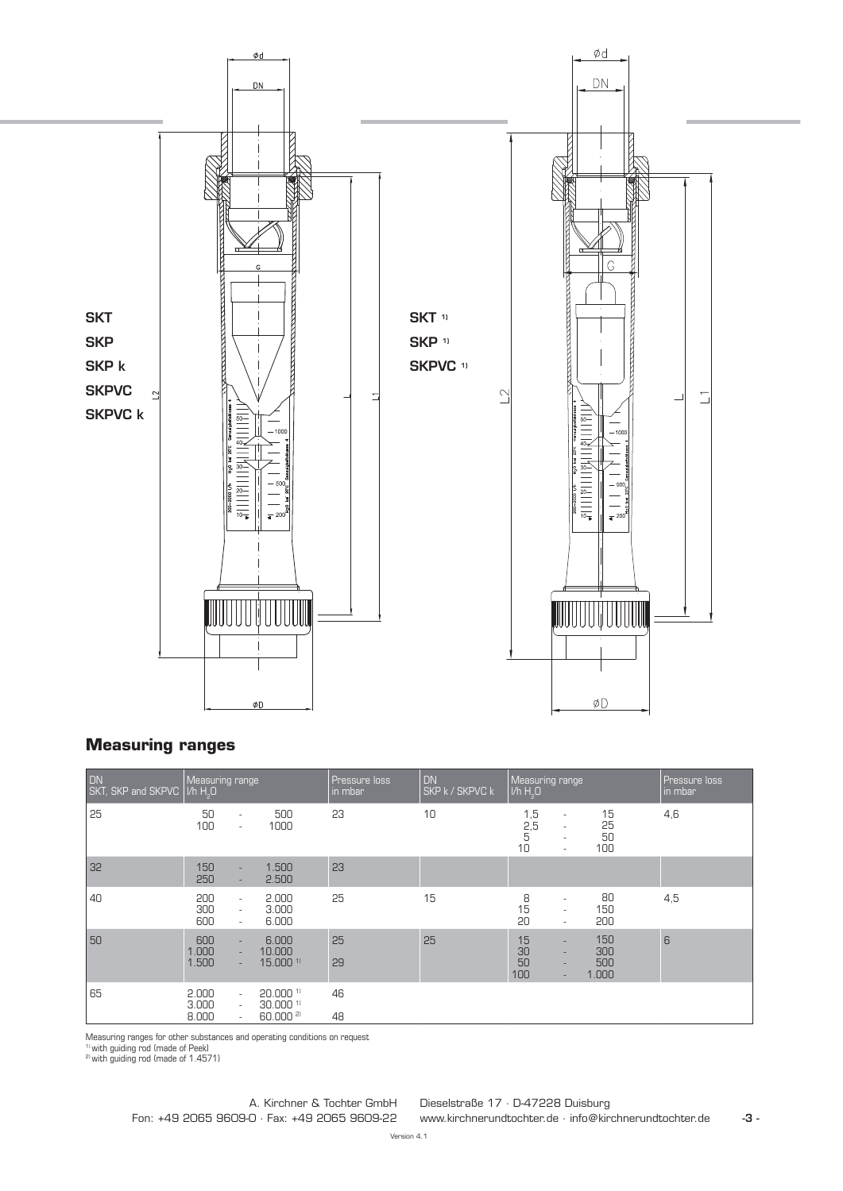SKT
SKP
SKP k
SKPVC
SKPVC k

SKT 1)
SKP 1)
SKPVC 1)

## Measuring ranges

| DN SKT, SKP and SKPVC | Measuring range l/h $H_2O$ | Pressure loss in mbar | DN SKP k / SKPVC k | Measuring range l/h $H_2O$ | Pressure loss in mbar |
|---|---|---|---|---|---|
| 25 | 50 - 500<br>100 - 1000 | 23 | 10 | 1,5 - 15<br>2,5 - 25<br>5 - 50<br>10 - 100 | 4,6 |
| 32 | 150 - 1.500<br>250 - 2.500 | 23 | | | |
| 40 | 200 - 2.000<br>300 - 3.000<br>600 - 6.000 | 25 | 15 | 8 - 80<br>15 - 150<br>20 - 200 | 4,5 |
| 50 | 600 - 6.000<br>1.000 - 10.000<br>1.500 - 15.000 [1] | 25<br>29 | 25 | 15 - 150<br>30 - 300<br>50 - 500<br>100 - 1.000 | 6 |
| 65 | 2.000 - 20.000 [1]<br>3.000 - 30.000 [1]<br>8.000 - 60.000 [2] | 46<br>48 | | | |

Measuring ranges for other substances and operating conditions on request
[1] with guiding rod (made of Peek)
[2] with guiding rod (made of 1.4571)

A. Kirchner & Tochter GmbH  Dieselstraße 17 · D-47228 Duisburg
Fon: +49 2065 9609-0 · Fax: +49 2065 9609-22  www.kirchnerundtochter.de · info@kirchnerundtochter.de

Version 4.1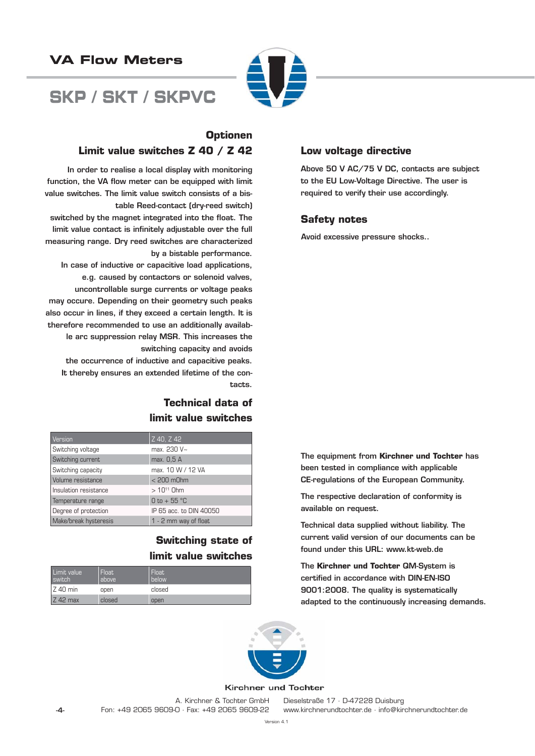# VA Flow Meters

# SKP / SKT / SKPVC

## Optionen

### Limit value switches Z 40 / Z 42

In order to realise a local display with monitoring function, the VA flow meter can be equipped with limit value switches. The limit value switch consists of a bistable Reed-contact (dry-reed switch) switched by the magnet integrated into the float. The limit value contact is infinitely adjustable over the full measuring range. Dry reed switches are characterized by a bistable performance.

In case of inductive or capacitive load applications, e.g. caused by contactors or solenoid valves, uncontrollable surge currents or voltage peaks may occure. Depending on their geometry such peaks also occur in lines, if they exceed a certain length. It is therefore recommended to use an additionally available arc suppression relay MSR. This increases the switching capacity and avoids the occurrence of inductive and capacitive peaks. It thereby ensures an extended lifetime of the contacts.

### Technical data of limit value switches

| Version | Z 40, Z 42 |
|---|---|
| Switching voltage | max. 230 V~ |
| Switching current | max. 0,5 A |
| Switching capacity | max. 10 W / 12 VA |
| Volume resistance | < 200 mOhm |
| Insulation resistance | > $10^{11}$ Ohm |
| Temperature range | 0 to + 55 °C |
| Degree of protection | IP 65 acc. to DIN 40050 |
| Make/break hysteresis | 1 - 2 mm way of float |

### Switching state of limit value switches

| Limit value switch | Float above | Float below |
|---|---|---|
| Z 40 min | open | closed |
| Z 42 max | closed | open |

### Low voltage directive

Above 50 V AC/75 V DC, contacts are subject to the EU Low-Voltage Directive. The user is required to verify their use accordingly.

### Safety notes

Avoid excessive pressure shocks..

The equipment from **Kirchner und Tochter** has been tested in compliance with applicable CE-regulations of the European Community.

The respective declaration of conformity is available on request.

Technical data supplied without liability. The current valid version of our documents can be found under this URL: www.kt-web.de

The **Kirchner und Tochter** QM-System is certified in accordance with DIN-EN-ISO 9001:2008. The quality is systematically adapted to the continuously increasing demands.

Kirchner und Tochter

A. Kirchner & Tochter GmbH Dieselstraße 17 · D-47228 Duisburg
Fon: +49 2065 9609-0 · Fax: +49 2065 9609-22 www.kirchnerundtochter.de · info@kirchnerundtochter.de

Version 4.1